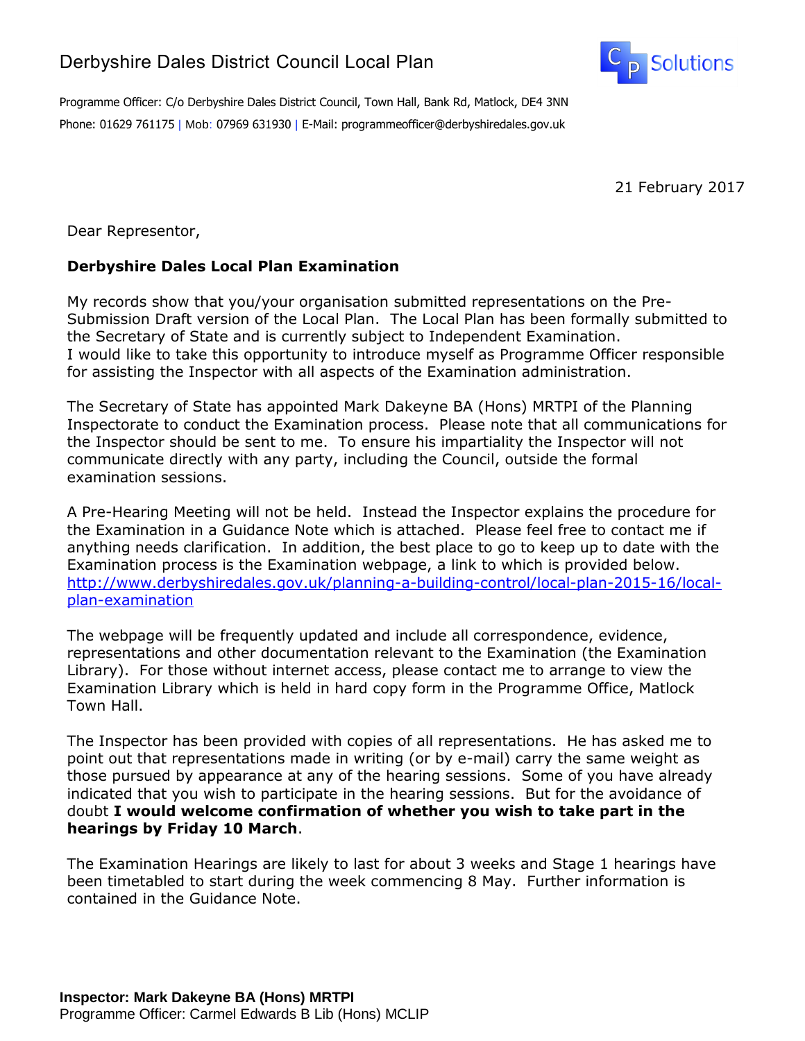# Derbyshire Dales District Council Local Plan

C P Solutions

Programme Officer: C/o Derbyshire Dales District Council, Town Hall, Bank Rd, Matlock, DE4 3NN

Phone: 01629 761175 | Mob: 07969 631930 | E-Mail: programmeofficer@derbyshiredales.gov.uk

21 February 2017

Dear Representor,

**Derbyshire Dales Local Plan Examination**

My records show that you/your organisation submitted representations on the Pre-Submission Draft version of the Local Plan. The Local Plan has been formally submitted to the Secretary of State and is currently subject to Independent Examination. I would like to take this opportunity to introduce myself as Programme Officer responsible for assisting the Inspector with all aspects of the Examination administration.

The Secretary of State has appointed Mark Dakeyne BA (Hons) MRTPI of the Planning Inspectorate to conduct the Examination process. Please note that all communications for the Inspector should be sent to me. To ensure his impartiality the Inspector will not communicate directly with any party, including the Council, outside the formal examination sessions.

A Pre-Hearing Meeting will not be held. Instead the Inspector explains the procedure for the Examination in a Guidance Note which is attached. Please feel free to contact me if anything needs clarification. In addition, the best place to go to keep up to date with the Examination process is the Examination webpage, a link to which is provided below. http://www.derbyshiredales.gov.uk/planning-a-building-control/local-plan-2015-16/local-plan-examination

The webpage will be frequently updated and include all correspondence, evidence, representations and other documentation relevant to the Examination (the Examination Library). For those without internet access, please contact me to arrange to view the Examination Library which is held in hard copy form in the Programme Office, Matlock Town Hall.

The Inspector has been provided with copies of all representations. He has asked me to point out that representations made in writing (or by e-mail) carry the same weight as those pursued by appearance at any of the hearing sessions. Some of you have already indicated that you wish to participate in the hearing sessions. But for the avoidance of doubt **I would welcome confirmation of whether you wish to take part in the hearings by Friday 10 March**.

The Examination Hearings are likely to last for about 3 weeks and Stage 1 hearings have been timetabled to start during the week commencing 8 May. Further information is contained in the Guidance Note.

**Inspector: Mark Dakeyne BA (Hons) MRTPI**
Programme Officer: Carmel Edwards B Lib (Hons) MCLIP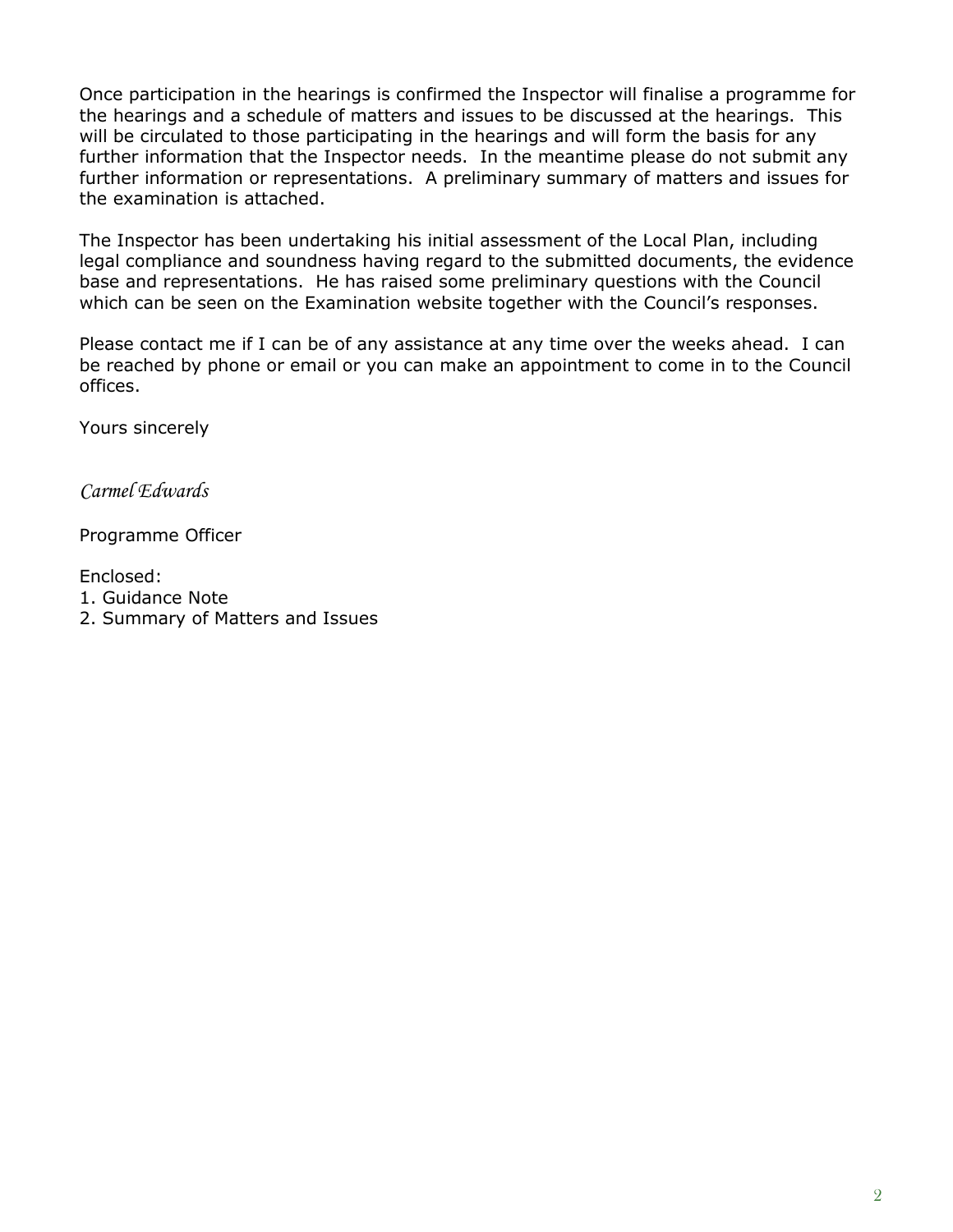Once participation in the hearings is confirmed the Inspector will finalise a programme for the hearings and a schedule of matters and issues to be discussed at the hearings. This will be circulated to those participating in the hearings and will form the basis for any further information that the Inspector needs. In the meantime please do not submit any further information or representations. A preliminary summary of matters and issues for the examination is attached.

The Inspector has been undertaking his initial assessment of the Local Plan, including legal compliance and soundness having regard to the submitted documents, the evidence base and representations. He has raised some preliminary questions with the Council which can be seen on the Examination website together with the Council's responses.

Please contact me if I can be of any assistance at any time over the weeks ahead. I can be reached by phone or email or you can make an appointment to come in to the Council offices.

Yours sincerely

*Carmel Edwards*

Programme Officer

Enclosed:
1. Guidance Note
2. Summary of Matters and Issues